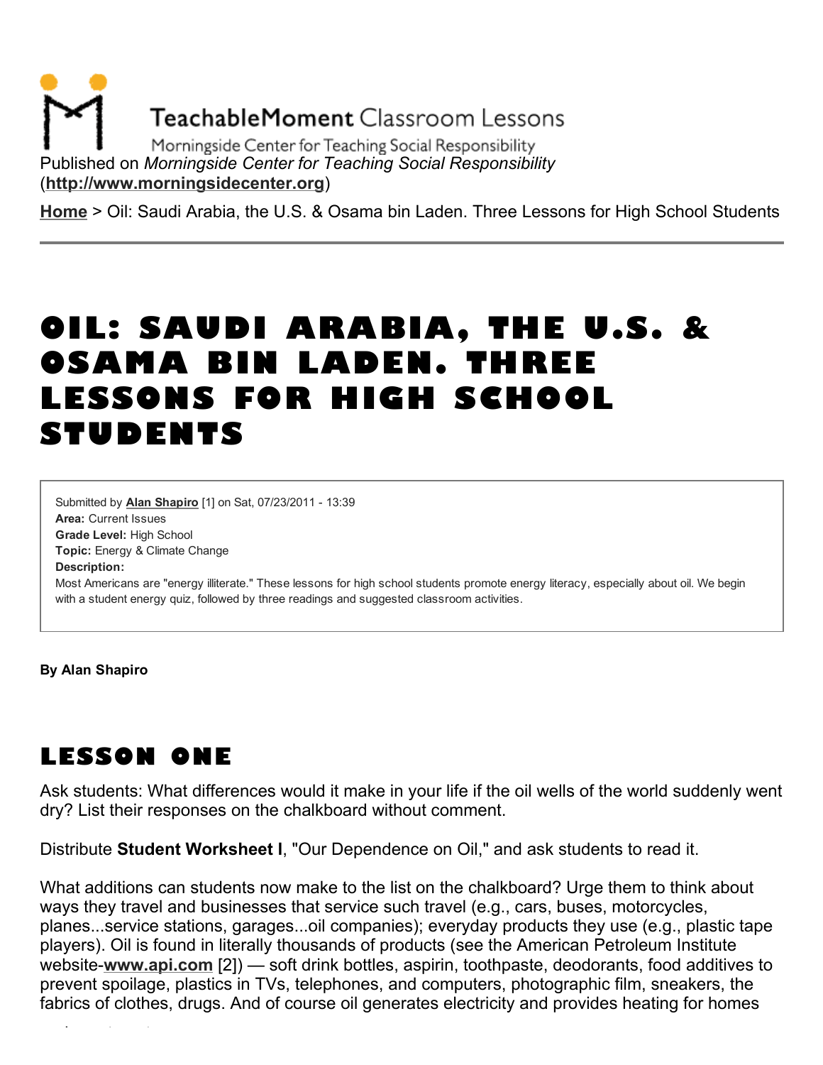TeachableMoment Classroom Lessons

Morningside Center for Teaching Social Responsibility

Published on *Morningside Center for Teaching Social Responsibility* (**http://www.morningsidecenter.org**)

**Home** > Oil: Saudi Arabia, the U.S. & Osama bin Laden. Three Lessons for High School Students

---

# OIL: SAUDI ARABIA, THE U.S. & OSAMA BIN LADEN. THREE LESSONS FOR HIGH SCHOOL STUDENTS

Submitted by **Alan Shapiro** [1] on Sat, 07/23/2011 - 13:39
**Area:** Current Issues
**Grade Level:** High School
**Topic:** Energy & Climate Change
**Description:**
Most Americans are "energy illiterate." These lessons for high school students promote energy literacy, especially about oil. We begin with a student energy quiz, followed by three readings and suggested classroom activities.

**By Alan Shapiro**

## LESSON ONE

Ask students: What differences would it make in your life if the oil wells of the world suddenly went dry? List their responses on the chalkboard without comment.

Distribute **Student Worksheet I**, "Our Dependence on Oil," and ask students to read it.

What additions can students now make to the list on the chalkboard? Urge them to think about ways they travel and businesses that service such travel (e.g., cars, buses, motorcycles, planes...service stations, garages...oil companies); everyday products they use (e.g., plastic tape players). Oil is found in literally thousands of products (see the American Petroleum Institute website-**www.api.com** [2]) — soft drink bottles, aspirin, toothpaste, deodorants, food additives to prevent spoilage, plastics in TVs, telephones, and computers, photographic film, sneakers, the fabrics of clothes, drugs. And of course oil generates electricity and provides heating for homes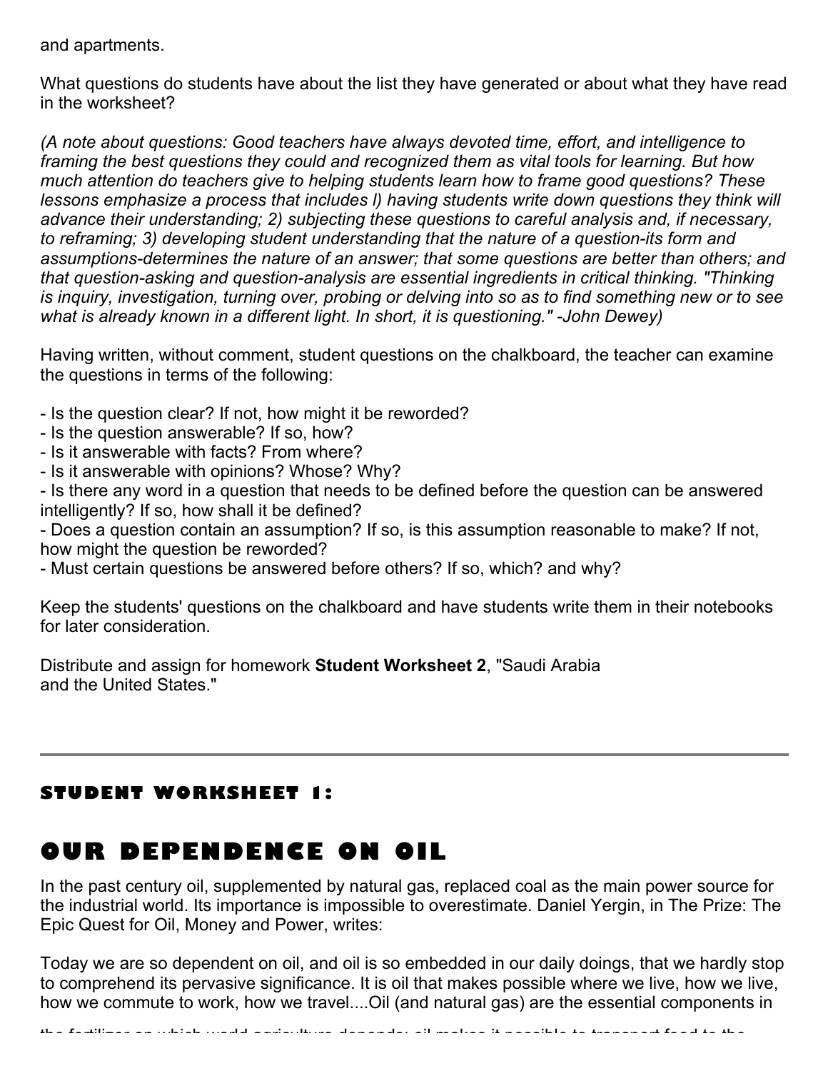and apartments.

What questions do students have about the list they have generated or about what they have read in the worksheet?

*(A note about questions: Good teachers have always devoted time, effort, and intelligence to framing the best questions they could and recognized them as vital tools for learning. But how much attention do teachers give to helping students learn how to frame good questions? These lessons emphasize a process that includes l) having students write down questions they think will advance their understanding; 2) subjecting these questions to careful analysis and, if necessary, to reframing; 3) developing student understanding that the nature of a question-its form and assumptions-determines the nature of an answer; that some questions are better than others; and that question-asking and question-analysis are essential ingredients in critical thinking. "Thinking is inquiry, investigation, turning over, probing or delving into so as to find something new or to see what is already known in a different light. In short, it is questioning." -John Dewey)*

Having written, without comment, student questions on the chalkboard, the teacher can examine the questions in terms of the following:

- Is the question clear? If not, how might it be reworded?
- Is the question answerable? If so, how?
- Is it answerable with facts? From where?
- Is it answerable with opinions? Whose? Why?
- Is there any word in a question that needs to be defined before the question can be answered intelligently? If so, how shall it be defined?
- Does a question contain an assumption? If so, is this assumption reasonable to make? If not, how might the question be reworded?
- Must certain questions be answered before others? If so, which? and why?

Keep the students' questions on the chalkboard and have students write them in their notebooks for later consideration.

Distribute and assign for homework **Student Worksheet 2**, "Saudi Arabia and the United States."

---

### STUDENT WORKSHEET 1:

## OUR DEPENDENCE ON OIL

In the past century oil, supplemented by natural gas, replaced coal as the main power source for the industrial world. Its importance is impossible to overestimate. Daniel Yergin, in The Prize: The Epic Quest for Oil, Money and Power, writes:

Today we are so dependent on oil, and oil is so embedded in our daily doings, that we hardly stop to comprehend its pervasive significance. It is oil that makes possible where we live, how we live, how we commute to work, how we travel....Oil (and natural gas) are the essential components in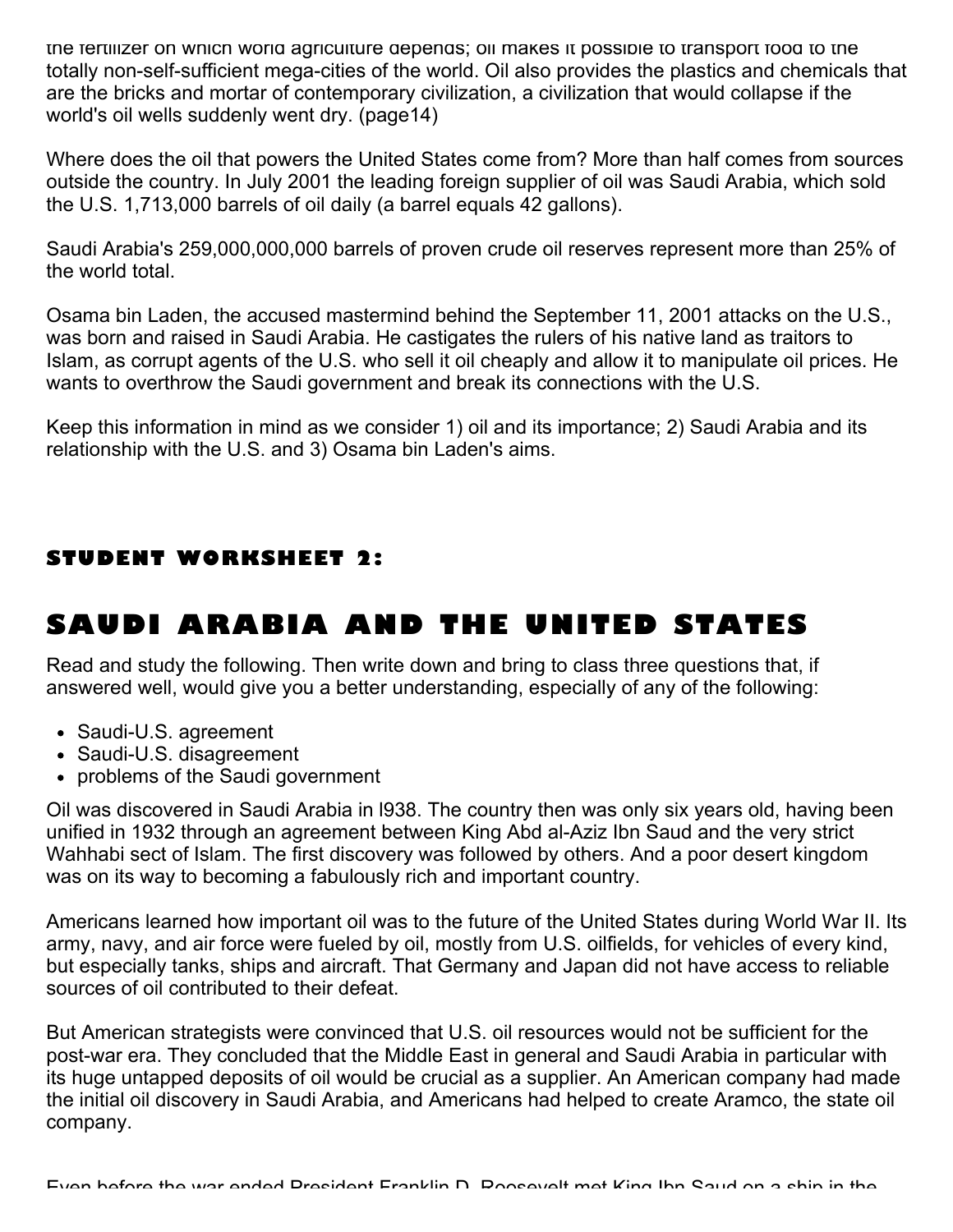the fertilizer on which world agriculture depends; oil makes it possible to transport food to the totally non-self-sufficient mega-cities of the world. Oil also provides the plastics and chemicals that are the bricks and mortar of contemporary civilization, a civilization that would collapse if the world's oil wells suddenly went dry. (page14)

Where does the oil that powers the United States come from? More than half comes from sources outside the country. In July 2001 the leading foreign supplier of oil was Saudi Arabia, which sold the U.S. 1,713,000 barrels of oil daily (a barrel equals 42 gallons).

Saudi Arabia's 259,000,000,000 barrels of proven crude oil reserves represent more than 25% of the world total.

Osama bin Laden, the accused mastermind behind the September 11, 2001 attacks on the U.S., was born and raised in Saudi Arabia. He castigates the rulers of his native land as traitors to Islam, as corrupt agents of the U.S. who sell it oil cheaply and allow it to manipulate oil prices. He wants to overthrow the Saudi government and break its connections with the U.S.

Keep this information in mind as we consider 1) oil and its importance; 2) Saudi Arabia and its relationship with the U.S. and 3) Osama bin Laden's aims.

### STUDENT WORKSHEET 2:

# SAUDI ARABIA AND THE UNITED STATES

Read and study the following. Then write down and bring to class three questions that, if answered well, would give you a better understanding, especially of any of the following:

- Saudi-U.S. agreement
- Saudi-U.S. disagreement
- problems of the Saudi government

Oil was discovered in Saudi Arabia in l938. The country then was only six years old, having been unified in 1932 through an agreement between King Abd al-Aziz Ibn Saud and the very strict Wahhabi sect of Islam. The first discovery was followed by others. And a poor desert kingdom was on its way to becoming a fabulously rich and important country.

Americans learned how important oil was to the future of the United States during World War II. Its army, navy, and air force were fueled by oil, mostly from U.S. oilfields, for vehicles of every kind, but especially tanks, ships and aircraft. That Germany and Japan did not have access to reliable sources of oil contributed to their defeat.

But American strategists were convinced that U.S. oil resources would not be sufficient for the post-war era. They concluded that the Middle East in general and Saudi Arabia in particular with its huge untapped deposits of oil would be crucial as a supplier. An American company had made the initial oil discovery in Saudi Arabia, and Americans had helped to create Aramco, the state oil company.

Even before the war ended President Franklin D. Roosevelt met King Ibn Saud on a ship in the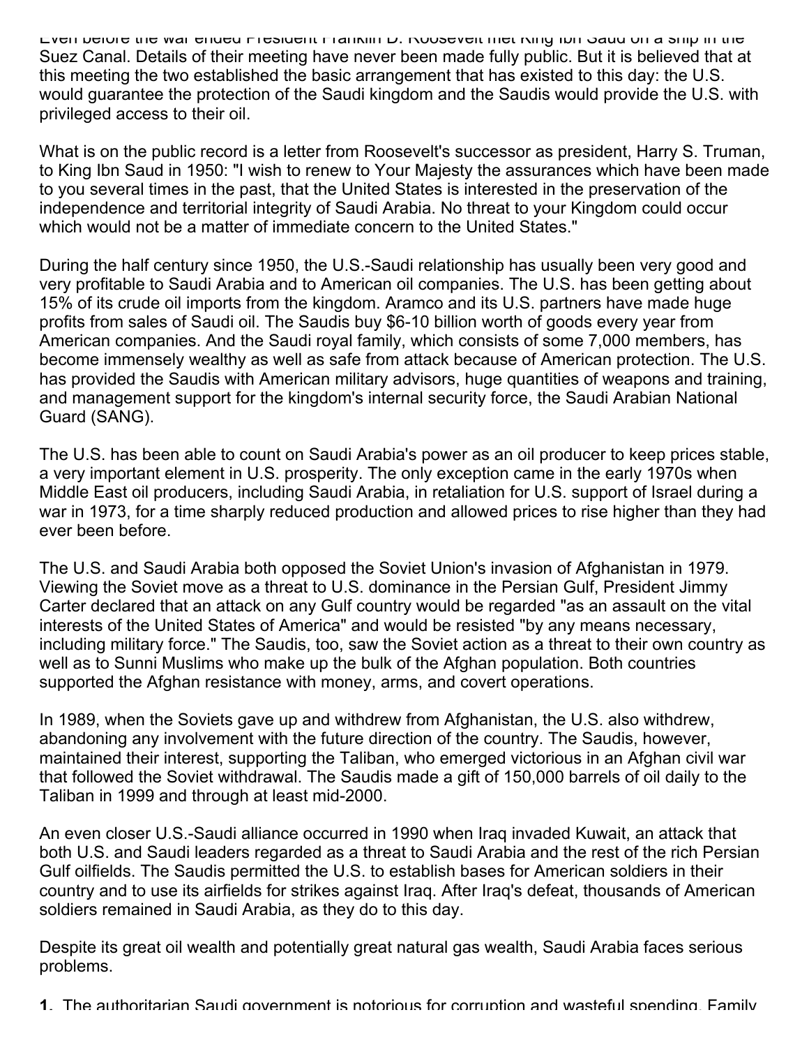Even before the war ended President Franklin D. Roosevelt met King Ibn Saud on a ship in the Suez Canal. Details of their meeting have never been made fully public. But it is believed that at this meeting the two established the basic arrangement that has existed to this day: the U.S. would guarantee the protection of the Saudi kingdom and the Saudis would provide the U.S. with privileged access to their oil.

What is on the public record is a letter from Roosevelt's successor as president, Harry S. Truman, to King Ibn Saud in 1950: "I wish to renew to Your Majesty the assurances which have been made to you several times in the past, that the United States is interested in the preservation of the independence and territorial integrity of Saudi Arabia. No threat to your Kingdom could occur which would not be a matter of immediate concern to the United States."

During the half century since 1950, the U.S.-Saudi relationship has usually been very good and very profitable to Saudi Arabia and to American oil companies. The U.S. has been getting about 15% of its crude oil imports from the kingdom. Aramco and its U.S. partners have made huge profits from sales of Saudi oil. The Saudis buy $6-10 billion worth of goods every year from American companies. And the Saudi royal family, which consists of some 7,000 members, has become immensely wealthy as well as safe from attack because of American protection. The U.S. has provided the Saudis with American military advisors, huge quantities of weapons and training, and management support for the kingdom's internal security force, the Saudi Arabian National Guard (SANG).

The U.S. has been able to count on Saudi Arabia's power as an oil producer to keep prices stable, a very important element in U.S. prosperity. The only exception came in the early 1970s when Middle East oil producers, including Saudi Arabia, in retaliation for U.S. support of Israel during a war in 1973, for a time sharply reduced production and allowed prices to rise higher than they had ever been before.

The U.S. and Saudi Arabia both opposed the Soviet Union's invasion of Afghanistan in 1979. Viewing the Soviet move as a threat to U.S. dominance in the Persian Gulf, President Jimmy Carter declared that an attack on any Gulf country would be regarded "as an assault on the vital interests of the United States of America" and would be resisted "by any means necessary, including military force." The Saudis, too, saw the Soviet action as a threat to their own country as well as to Sunni Muslims who make up the bulk of the Afghan population. Both countries supported the Afghan resistance with money, arms, and covert operations.

In 1989, when the Soviets gave up and withdrew from Afghanistan, the U.S. also withdrew, abandoning any involvement with the future direction of the country. The Saudis, however, maintained their interest, supporting the Taliban, who emerged victorious in an Afghan civil war that followed the Soviet withdrawal. The Saudis made a gift of 150,000 barrels of oil daily to the Taliban in 1999 and through at least mid-2000.

An even closer U.S.-Saudi alliance occurred in 1990 when Iraq invaded Kuwait, an attack that both U.S. and Saudi leaders regarded as a threat to Saudi Arabia and the rest of the rich Persian Gulf oilfields. The Saudis permitted the U.S. to establish bases for American soldiers in their country and to use its airfields for strikes against Iraq. After Iraq's defeat, thousands of American soldiers remained in Saudi Arabia, as they do to this day.

Despite its great oil wealth and potentially great natural gas wealth, Saudi Arabia faces serious problems.

**1.** The authoritarian Saudi government is notorious for corruption and wasteful spending. Family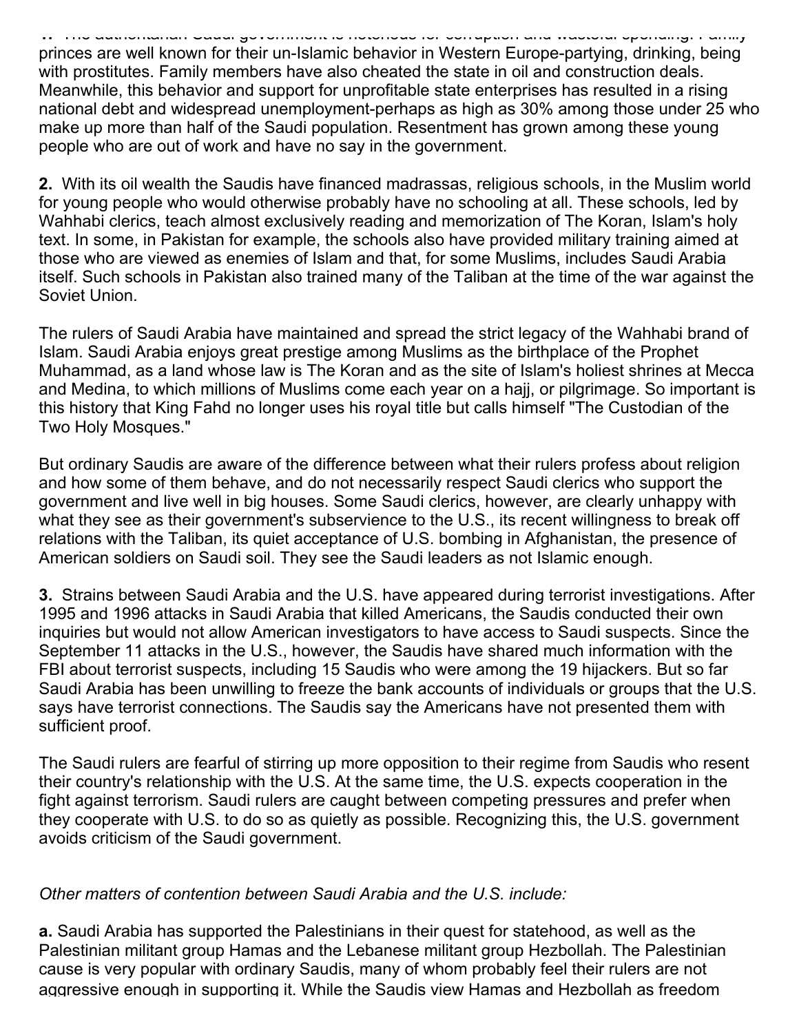**1.** The authoritarian Saudi government is notorious for corruption and wasteful spending. Family princes are well known for their un-Islamic behavior in Western Europe-partying, drinking, being with prostitutes. Family members have also cheated the state in oil and construction deals. Meanwhile, this behavior and support for unprofitable state enterprises has resulted in a rising national debt and widespread unemployment-perhaps as high as 30% among those under 25 who make up more than half of the Saudi population. Resentment has grown among these young people who are out of work and have no say in the government.

**2.** With its oil wealth the Saudis have financed madrassas, religious schools, in the Muslim world for young people who would otherwise probably have no schooling at all. These schools, led by Wahhabi clerics, teach almost exclusively reading and memorization of The Koran, Islam's holy text. In some, in Pakistan for example, the schools also have provided military training aimed at those who are viewed as enemies of Islam and that, for some Muslims, includes Saudi Arabia itself. Such schools in Pakistan also trained many of the Taliban at the time of the war against the Soviet Union.

The rulers of Saudi Arabia have maintained and spread the strict legacy of the Wahhabi brand of Islam. Saudi Arabia enjoys great prestige among Muslims as the birthplace of the Prophet Muhammad, as a land whose law is The Koran and as the site of Islam's holiest shrines at Mecca and Medina, to which millions of Muslims come each year on a hajj, or pilgrimage. So important is this history that King Fahd no longer uses his royal title but calls himself "The Custodian of the Two Holy Mosques."

But ordinary Saudis are aware of the difference between what their rulers profess about religion and how some of them behave, and do not necessarily respect Saudi clerics who support the government and live well in big houses. Some Saudi clerics, however, are clearly unhappy with what they see as their government's subservience to the U.S., its recent willingness to break off relations with the Taliban, its quiet acceptance of U.S. bombing in Afghanistan, the presence of American soldiers on Saudi soil. They see the Saudi leaders as not Islamic enough.

**3.** Strains between Saudi Arabia and the U.S. have appeared during terrorist investigations. After 1995 and 1996 attacks in Saudi Arabia that killed Americans, the Saudis conducted their own inquiries but would not allow American investigators to have access to Saudi suspects. Since the September 11 attacks in the U.S., however, the Saudis have shared much information with the FBI about terrorist suspects, including 15 Saudis who were among the 19 hijackers. But so far Saudi Arabia has been unwilling to freeze the bank accounts of individuals or groups that the U.S. says have terrorist connections. The Saudis say the Americans have not presented them with sufficient proof.

The Saudi rulers are fearful of stirring up more opposition to their regime from Saudis who resent their country's relationship with the U.S. At the same time, the U.S. expects cooperation in the fight against terrorism. Saudi rulers are caught between competing pressures and prefer when they cooperate with U.S. to do so as quietly as possible. Recognizing this, the U.S. government avoids criticism of the Saudi government.

*Other matters of contention between Saudi Arabia and the U.S. include:*

**a.** Saudi Arabia has supported the Palestinians in their quest for statehood, as well as the Palestinian militant group Hamas and the Lebanese militant group Hezbollah. The Palestinian cause is very popular with ordinary Saudis, many of whom probably feel their rulers are not aggressive enough in supporting it. While the Saudis view Hamas and Hezbollah as freedom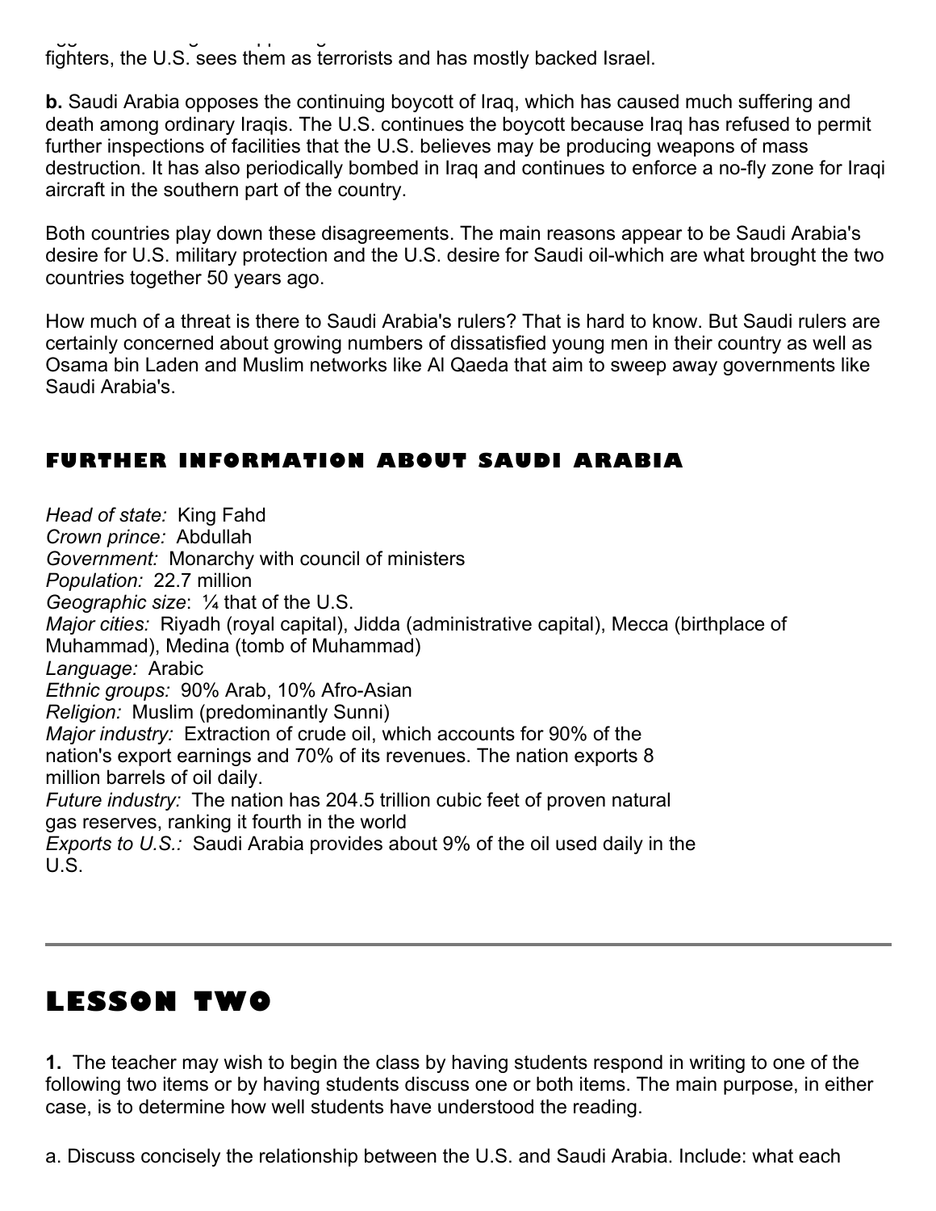fighters, the U.S. sees them as terrorists and has mostly backed Israel.

**b.** Saudi Arabia opposes the continuing boycott of Iraq, which has caused much suffering and death among ordinary Iraqis. The U.S. continues the boycott because Iraq has refused to permit further inspections of facilities that the U.S. believes may be producing weapons of mass destruction. It has also periodically bombed in Iraq and continues to enforce a no-fly zone for Iraqi aircraft in the southern part of the country.

Both countries play down these disagreements. The main reasons appear to be Saudi Arabia's desire for U.S. military protection and the U.S. desire for Saudi oil-which are what brought the two countries together 50 years ago.

How much of a threat is there to Saudi Arabia's rulers? That is hard to know. But Saudi rulers are certainly concerned about growing numbers of dissatisfied young men in their country as well as Osama bin Laden and Muslim networks like Al Qaeda that aim to sweep away governments like Saudi Arabia's.

## FURTHER INFORMATION ABOUT SAUDI ARABIA

*Head of state:* King Fahd
*Crown prince:* Abdullah
*Government:* Monarchy with council of ministers
*Population:* 22.7 million
*Geographic size*: ¼ that of the U.S.
*Major cities:* Riyadh (royal capital), Jidda (administrative capital), Mecca (birthplace of Muhammad), Medina (tomb of Muhammad)
*Language:* Arabic
*Ethnic groups:* 90% Arab, 10% Afro-Asian
*Religion:* Muslim (predominantly Sunni)
*Major industry:* Extraction of crude oil, which accounts for 90% of the nation's export earnings and 70% of its revenues. The nation exports 8 million barrels of oil daily.
*Future industry:* The nation has 204.5 trillion cubic feet of proven natural gas reserves, ranking it fourth in the world
*Exports to U.S.:* Saudi Arabia provides about 9% of the oil used daily in the U.S.

---

# LESSON TWO

**1.** The teacher may wish to begin the class by having students respond in writing to one of the following two items or by having students discuss one or both items. The main purpose, in either case, is to determine how well students have understood the reading.

a. Discuss concisely the relationship between the U.S. and Saudi Arabia. Include: what each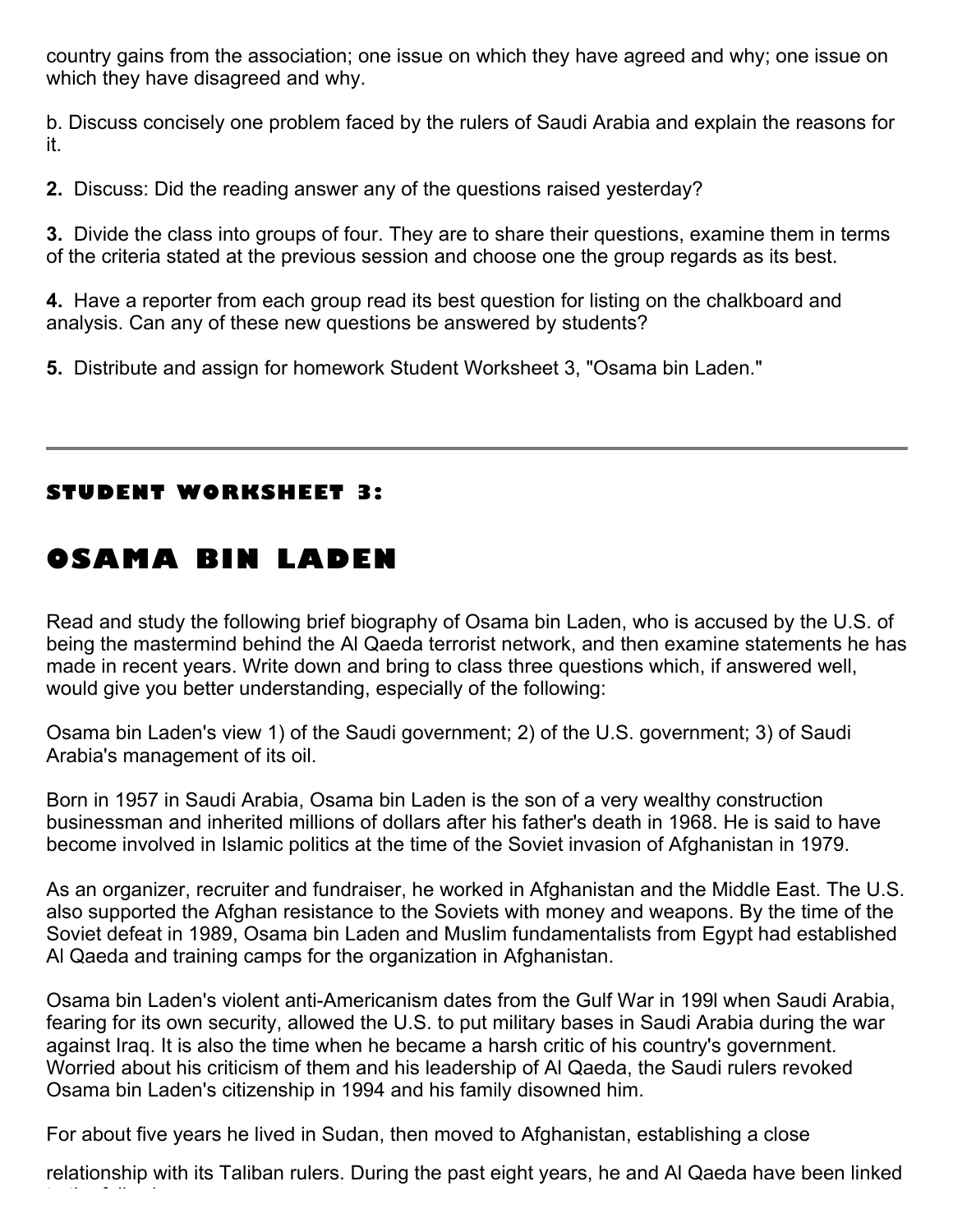country gains from the association; one issue on which they have agreed and why; one issue on which they have disagreed and why.

b. Discuss concisely one problem faced by the rulers of Saudi Arabia and explain the reasons for it.

**2.** Discuss: Did the reading answer any of the questions raised yesterday?

**3.** Divide the class into groups of four. They are to share their questions, examine them in terms of the criteria stated at the previous session and choose one the group regards as its best.

**4.** Have a reporter from each group read its best question for listing on the chalkboard and analysis. Can any of these new questions be answered by students?

**5.** Distribute and assign for homework Student Worksheet 3, "Osama bin Laden."

---

### STUDENT WORKSHEET 3:

## OSAMA BIN LADEN

Read and study the following brief biography of Osama bin Laden, who is accused by the U.S. of being the mastermind behind the Al Qaeda terrorist network, and then examine statements he has made in recent years. Write down and bring to class three questions which, if answered well, would give you better understanding, especially of the following:

Osama bin Laden's view 1) of the Saudi government; 2) of the U.S. government; 3) of Saudi Arabia's management of its oil.

Born in 1957 in Saudi Arabia, Osama bin Laden is the son of a very wealthy construction businessman and inherited millions of dollars after his father's death in 1968. He is said to have become involved in Islamic politics at the time of the Soviet invasion of Afghanistan in 1979.

As an organizer, recruiter and fundraiser, he worked in Afghanistan and the Middle East. The U.S. also supported the Afghan resistance to the Soviets with money and weapons. By the time of the Soviet defeat in 1989, Osama bin Laden and Muslim fundamentalists from Egypt had established Al Qaeda and training camps for the organization in Afghanistan.

Osama bin Laden's violent anti-Americanism dates from the Gulf War in 199l when Saudi Arabia, fearing for its own security, allowed the U.S. to put military bases in Saudi Arabia during the war against Iraq. It is also the time when he became a harsh critic of his country's government. Worried about his criticism of them and his leadership of Al Qaeda, the Saudi rulers revoked Osama bin Laden's citizenship in 1994 and his family disowned him.

For about five years he lived in Sudan, then moved to Afghanistan, establishing a close relationship with its Taliban rulers. During the past eight years, he and Al Qaeda have been linked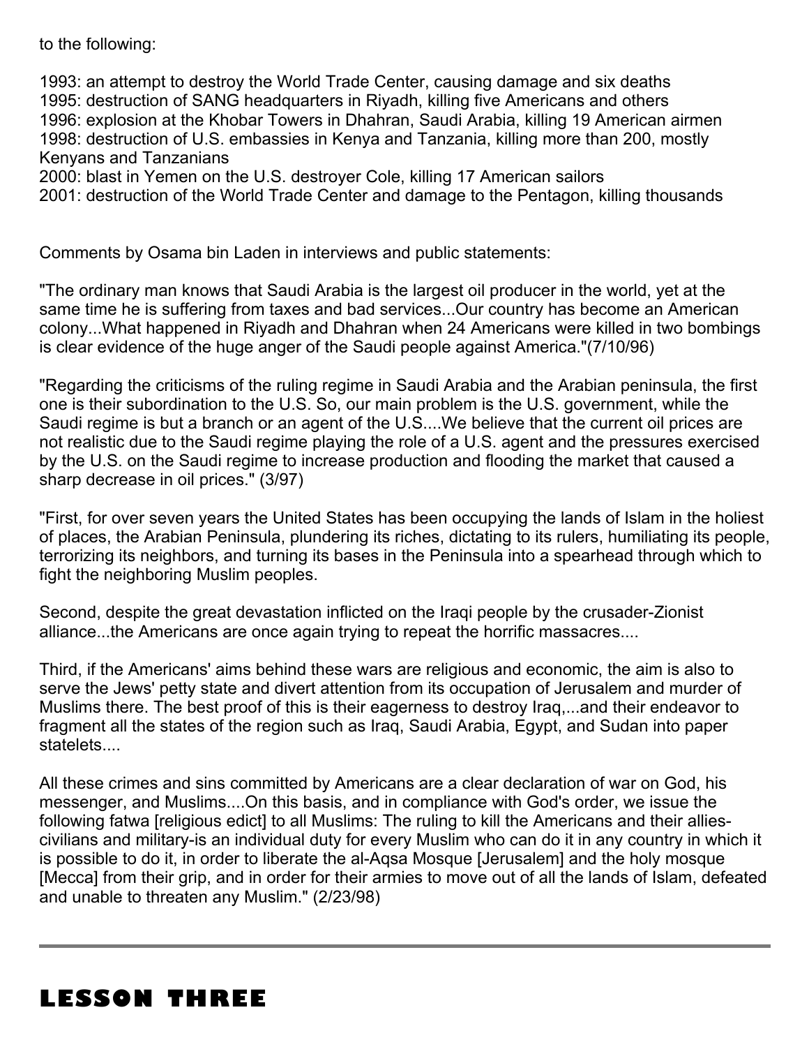to the following:

1993: an attempt to destroy the World Trade Center, causing damage and six deaths
1995: destruction of SANG headquarters in Riyadh, killing five Americans and others
1996: explosion at the Khobar Towers in Dhahran, Saudi Arabia, killing 19 American airmen
1998: destruction of U.S. embassies in Kenya and Tanzania, killing more than 200, mostly Kenyans and Tanzanians
2000: blast in Yemen on the U.S. destroyer Cole, killing 17 American sailors
2001: destruction of the World Trade Center and damage to the Pentagon, killing thousands

Comments by Osama bin Laden in interviews and public statements:

"The ordinary man knows that Saudi Arabia is the largest oil producer in the world, yet at the same time he is suffering from taxes and bad services...Our country has become an American colony...What happened in Riyadh and Dhahran when 24 Americans were killed in two bombings is clear evidence of the huge anger of the Saudi people against America."(7/10/96)

"Regarding the criticisms of the ruling regime in Saudi Arabia and the Arabian peninsula, the first one is their subordination to the U.S. So, our main problem is the U.S. government, while the Saudi regime is but a branch or an agent of the U.S....We believe that the current oil prices are not realistic due to the Saudi regime playing the role of a U.S. agent and the pressures exercised by the U.S. on the Saudi regime to increase production and flooding the market that caused a sharp decrease in oil prices." (3/97)

"First, for over seven years the United States has been occupying the lands of Islam in the holiest of places, the Arabian Peninsula, plundering its riches, dictating to its rulers, humiliating its people, terrorizing its neighbors, and turning its bases in the Peninsula into a spearhead through which to fight the neighboring Muslim peoples.

Second, despite the great devastation inflicted on the Iraqi people by the crusader-Zionist alliance...the Americans are once again trying to repeat the horrific massacres....

Third, if the Americans' aims behind these wars are religious and economic, the aim is also to serve the Jews' petty state and divert attention from its occupation of Jerusalem and murder of Muslims there. The best proof of this is their eagerness to destroy Iraq,...and their endeavor to fragment all the states of the region such as Iraq, Saudi Arabia, Egypt, and Sudan into paper statelets....

All these crimes and sins committed by Americans are a clear declaration of war on God, his messenger, and Muslims....On this basis, and in compliance with God's order, we issue the following fatwa [religious edict] to all Muslims: The ruling to kill the Americans and their allies-civilians and military-is an individual duty for every Muslim who can do it in any country in which it is possible to do it, in order to liberate the al-Aqsa Mosque [Jerusalem] and the holy mosque [Mecca] from their grip, and in order for their armies to move out of all the lands of Islam, defeated and unable to threaten any Muslim." (2/23/98)

---

# LESSON THREE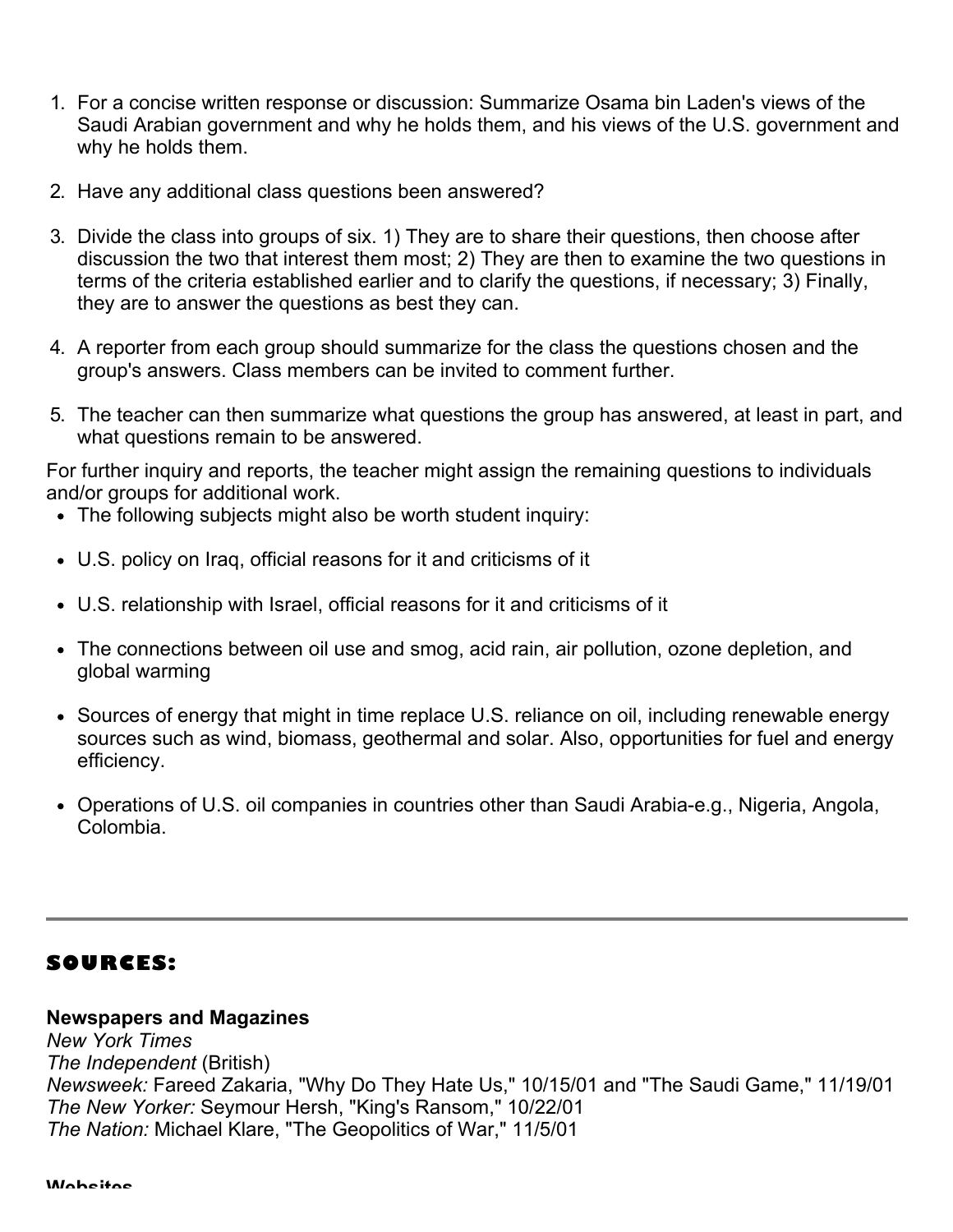1. For a concise written response or discussion: Summarize Osama bin Laden's views of the Saudi Arabian government and why he holds them, and his views of the U.S. government and why he holds them.

2. Have any additional class questions been answered?

3. Divide the class into groups of six. 1) They are to share their questions, then choose after discussion the two that interest them most; 2) They are then to examine the two questions in terms of the criteria established earlier and to clarify the questions, if necessary; 3) Finally, they are to answer the questions as best they can.

4. A reporter from each group should summarize for the class the questions chosen and the group's answers. Class members can be invited to comment further.

5. The teacher can then summarize what questions the group has answered, at least in part, and what questions remain to be answered.

For further inquiry and reports, the teacher might assign the remaining questions to individuals and/or groups for additional work.

- The following subjects might also be worth student inquiry:
- U.S. policy on Iraq, official reasons for it and criticisms of it
- U.S. relationship with Israel, official reasons for it and criticisms of it
- The connections between oil use and smog, acid rain, air pollution, ozone depletion, and global warming
- Sources of energy that might in time replace U.S. reliance on oil, including renewable energy sources such as wind, biomass, geothermal and solar. Also, opportunities for fuel and energy efficiency.
- Operations of U.S. oil companies in countries other than Saudi Arabia-e.g., Nigeria, Angola, Colombia.

---

## SOURCES:

**Newspapers and Magazines**
*New York Times*
*The Independent* (British)
*Newsweek:* Fareed Zakaria, "Why Do They Hate Us," 10/15/01 and "The Saudi Game," 11/19/01
*The New Yorker:* Seymour Hersh, "King's Ransom," 10/22/01
*The Nation:* Michael Klare, "The Geopolitics of War," 11/5/01

**Websites**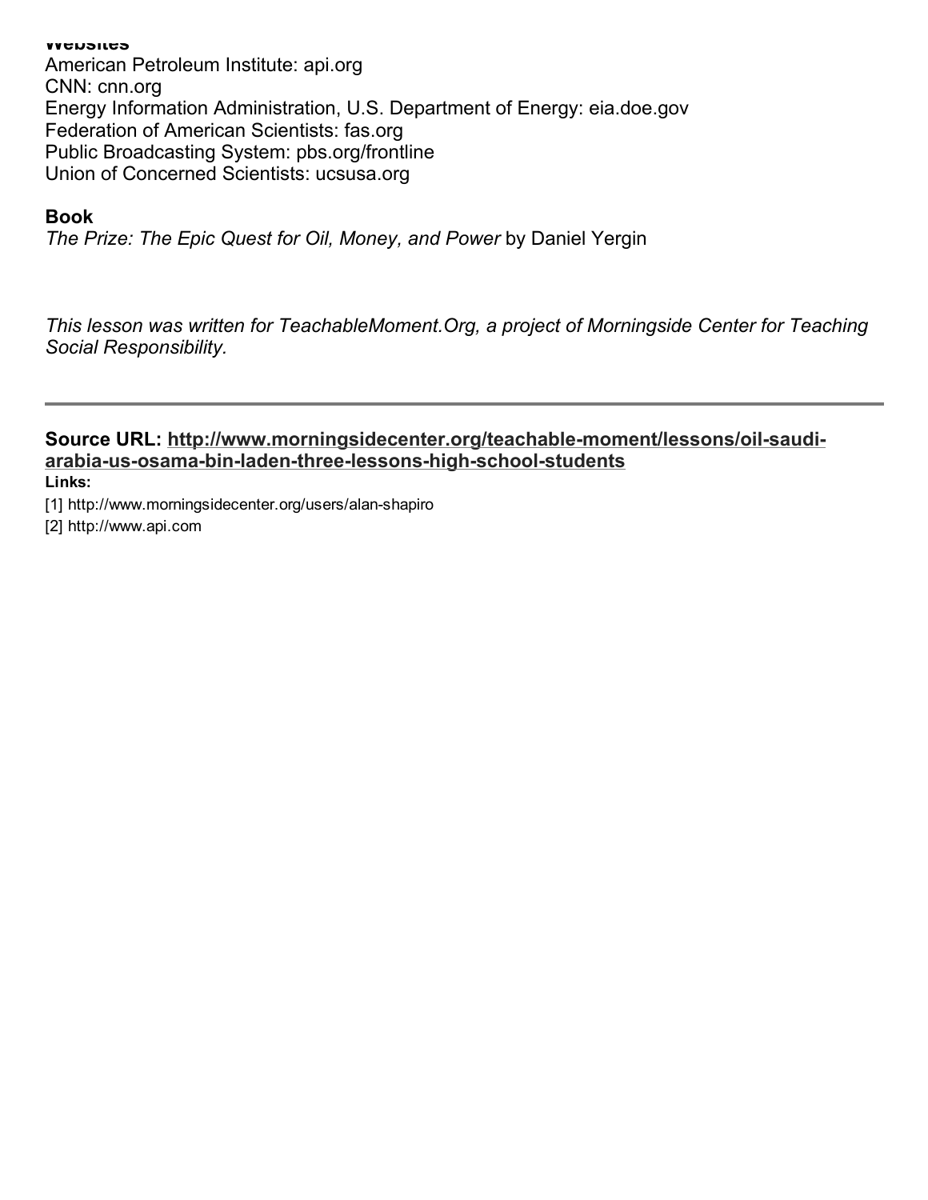**Websites**

American Petroleum Institute: api.org
CNN: cnn.org
Energy Information Administration, U.S. Department of Energy: eia.doe.gov
Federation of American Scientists: fas.org
Public Broadcasting System: pbs.org/frontline
Union of Concerned Scientists: ucsusa.org

**Book**

*The Prize: The Epic Quest for Oil, Money, and Power* by Daniel Yergin

*This lesson was written for TeachableMoment.Org, a project of Morningside Center for Teaching Social Responsibility.*

---

**Source URL: http://www.morningsidecenter.org/teachable-moment/lessons/oil-saudi-arabia-us-osama-bin-laden-three-lessons-high-school-students**

**Links:**

[1] http://www.morningsidecenter.org/users/alan-shapiro
[2] http://www.api.com